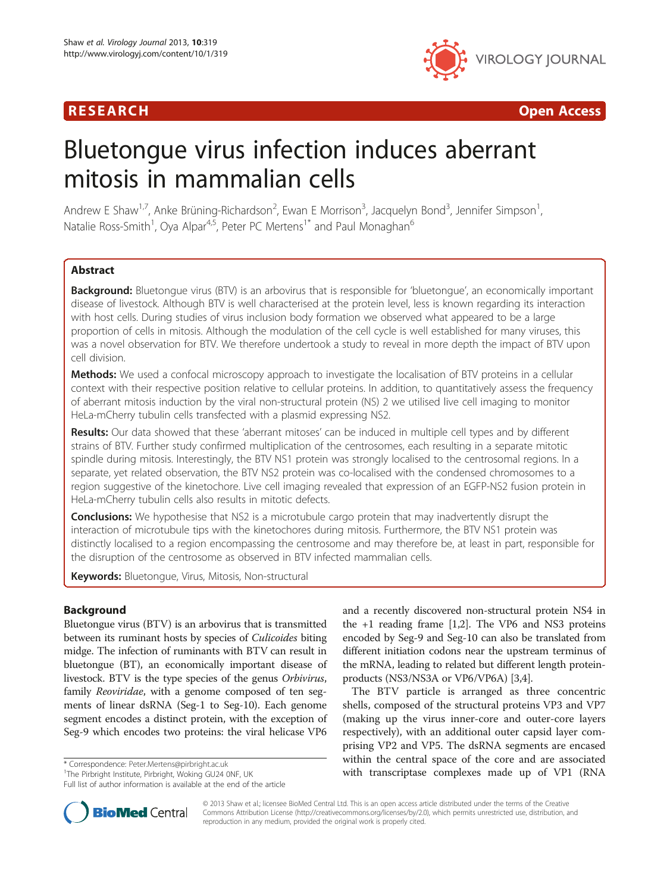RESEARCH **Open Access**

# Bluetongue virus infection induces aberrant mitosis in mammalian cells

Andrew E Shaw[1,7], Anke Brüning-Richardson[2], Ewan E Morrison[3], Jacquelyn Bond[3], Jennifer Simpson[1], Natalie Ross-Smith[1], Oya Alpar[4,5], Peter PC Mertens[1*] and Paul Monaghan[6]

## Abstract

**Background:** Bluetongue virus (BTV) is an arbovirus that is responsible for 'bluetongue', an economically important disease of livestock. Although BTV is well characterised at the protein level, less is known regarding its interaction with host cells. During studies of virus inclusion body formation we observed what appeared to be a large proportion of cells in mitosis. Although the modulation of the cell cycle is well established for many viruses, this was a novel observation for BTV. We therefore undertook a study to reveal in more depth the impact of BTV upon cell division.

**Methods:** We used a confocal microscopy approach to investigate the localisation of BTV proteins in a cellular context with their respective position relative to cellular proteins. In addition, to quantitatively assess the frequency of aberrant mitosis induction by the viral non-structural protein (NS) 2 we utilised live cell imaging to monitor HeLa-mCherry tubulin cells transfected with a plasmid expressing NS2.

**Results:** Our data showed that these 'aberrant mitoses' can be induced in multiple cell types and by different strains of BTV. Further study confirmed multiplication of the centrosomes, each resulting in a separate mitotic spindle during mitosis. Interestingly, the BTV NS1 protein was strongly localised to the centrosomal regions. In a separate, yet related observation, the BTV NS2 protein was co-localised with the condensed chromosomes to a region suggestive of the kinetochore. Live cell imaging revealed that expression of an EGFP-NS2 fusion protein in HeLa-mCherry tubulin cells also results in mitotic defects.

**Conclusions:** We hypothesise that NS2 is a microtubule cargo protein that may inadvertently disrupt the interaction of microtubule tips with the kinetochores during mitosis. Furthermore, the BTV NS1 protein was distinctly localised to a region encompassing the centrosome and may therefore be, at least in part, responsible for the disruption of the centrosome as observed in BTV infected mammalian cells.

**Keywords:** Bluetongue, Virus, Mitosis, Non-structural

## Background

Bluetongue virus (BTV) is an arbovirus that is transmitted between its ruminant hosts by species of *Culicoides* biting midge. The infection of ruminants with BTV can result in bluetongue (BT), an economically important disease of livestock. BTV is the type species of the genus *Orbivirus*, family *Reoviridae*, with a genome composed of ten segments of linear dsRNA (Seg-1 to Seg-10). Each genome segment encodes a distinct protein, with the exception of Seg-9 which encodes two proteins: the viral helicase VP6 and a recently discovered non-structural protein NS4 in the +1 reading frame [1,2]. The VP6 and NS3 proteins encoded by Seg-9 and Seg-10 can also be translated from different initiation codons near the upstream terminus of the mRNA, leading to related but different length protein-products (NS3/NS3A or VP6/VP6A) [3,4].

The BTV particle is arranged as three concentric shells, composed of the structural proteins VP3 and VP7 (making up the virus inner-core and outer-core layers respectively), with an additional outer capsid layer comprising VP2 and VP5. The dsRNA segments are encased within the central space of the core and are associated with transcriptase complexes made up of VP1 (RNA

\* Correspondence: Peter.Mertens@pirbright.ac.uk
[1]The Pirbright Institute, Pirbright, Woking GU24 0NF, UK
Full list of author information is available at the end of the article

© 2013 Shaw et al.; licensee BioMed Central Ltd. This is an open access article distributed under the terms of the Creative Commons Attribution License (http://creativecommons.org/licenses/by/2.0), which permits unrestricted use, distribution, and reproduction in any medium, provided the original work is properly cited.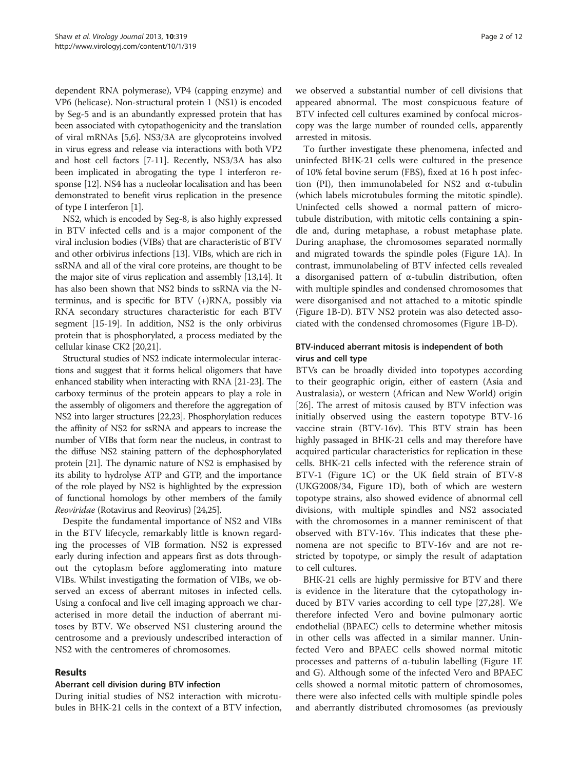dependent RNA polymerase), VP4 (capping enzyme) and VP6 (helicase). Non-structural protein 1 (NS1) is encoded by Seg-5 and is an abundantly expressed protein that has been associated with cytopathogenicity and the translation of viral mRNAs [5,6]. NS3/3A are glycoproteins involved in virus egress and release via interactions with both VP2 and host cell factors [7-11]. Recently, NS3/3A has also been implicated in abrogating the type I interferon response [12]. NS4 has a nucleolar localisation and has been demonstrated to benefit virus replication in the presence of type I interferon [1].

NS2, which is encoded by Seg-8, is also highly expressed in BTV infected cells and is a major component of the viral inclusion bodies (VIBs) that are characteristic of BTV and other orbivirus infections [13]. VIBs, which are rich in ssRNA and all of the viral core proteins, are thought to be the major site of virus replication and assembly [13,14]. It has also been shown that NS2 binds to ssRNA via the N-terminus, and is specific for BTV (+)RNA, possibly via RNA secondary structures characteristic for each BTV segment [15-19]. In addition, NS2 is the only orbivirus protein that is phosphorylated, a process mediated by the cellular kinase CK2 [20,21].

Structural studies of NS2 indicate intermolecular interactions and suggest that it forms helical oligomers that have enhanced stability when interacting with RNA [21-23]. The carboxy terminus of the protein appears to play a role in the assembly of oligomers and therefore the aggregation of NS2 into larger structures [22,23]. Phosphorylation reduces the affinity of NS2 for ssRNA and appears to increase the number of VIBs that form near the nucleus, in contrast to the diffuse NS2 staining pattern of the dephosphorylated protein [21]. The dynamic nature of NS2 is emphasised by its ability to hydrolyse ATP and GTP, and the importance of the role played by NS2 is highlighted by the expression of functional homologs by other members of the family *Reoviridae* (Rotavirus and Reovirus) [24,25].

Despite the fundamental importance of NS2 and VIBs in the BTV lifecycle, remarkably little is known regarding the processes of VIB formation. NS2 is expressed early during infection and appears first as dots throughout the cytoplasm before agglomerating into mature VIBs. Whilst investigating the formation of VIBs, we observed an excess of aberrant mitoses in infected cells. Using a confocal and live cell imaging approach we characterised in more detail the induction of aberrant mitoses by BTV. We observed NS1 clustering around the centrosome and a previously undescribed interaction of NS2 with the centromeres of chromosomes.

## Results

### Aberrant cell division during BTV infection

During initial studies of NS2 interaction with microtubules in BHK-21 cells in the context of a BTV infection, we observed a substantial number of cell divisions that appeared abnormal. The most conspicuous feature of BTV infected cell cultures examined by confocal microscopy was the large number of rounded cells, apparently arrested in mitosis.

To further investigate these phenomena, infected and uninfected BHK-21 cells were cultured in the presence of 10% fetal bovine serum (FBS), fixed at 16 h post infection (PI), then immunolabeled for NS2 and α-tubulin (which labels microtubules forming the mitotic spindle). Uninfected cells showed a normal pattern of microtubule distribution, with mitotic cells containing a spindle and, during metaphase, a robust metaphase plate. During anaphase, the chromosomes separated normally and migrated towards the spindle poles (Figure 1A). In contrast, immunolabeling of BTV infected cells revealed a disorganised pattern of α-tubulin distribution, often with multiple spindles and condensed chromosomes that were disorganised and not attached to a mitotic spindle (Figure 1B-D). BTV NS2 protein was also detected associated with the condensed chromosomes (Figure 1B-D).

### BTV-induced aberrant mitosis is independent of both virus and cell type

BTVs can be broadly divided into topotypes according to their geographic origin, either of eastern (Asia and Australasia), or western (African and New World) origin [26]. The arrest of mitosis caused by BTV infection was initially observed using the eastern topotype BTV-16 vaccine strain (BTV-16v). This BTV strain has been highly passaged in BHK-21 cells and may therefore have acquired particular characteristics for replication in these cells. BHK-21 cells infected with the reference strain of BTV-1 (Figure 1C) or the UK field strain of BTV-8 (UKG2008/34, Figure 1D), both of which are western topotype strains, also showed evidence of abnormal cell divisions, with multiple spindles and NS2 associated with the chromosomes in a manner reminiscent of that observed with BTV-16v. This indicates that these phenomena are not specific to BTV-16v and are not restricted by topotype, or simply the result of adaptation to cell cultures.

BHK-21 cells are highly permissive for BTV and there is evidence in the literature that the cytopathology induced by BTV varies according to cell type [27,28]. We therefore infected Vero and bovine pulmonary aortic endothelial (BPAEC) cells to determine whether mitosis in other cells was affected in a similar manner. Uninfected Vero and BPAEC cells showed normal mitotic processes and patterns of α-tubulin labelling (Figure 1E and G). Although some of the infected Vero and BPAEC cells showed a normal mitotic pattern of chromosomes, there were also infected cells with multiple spindle poles and aberrantly distributed chromosomes (as previously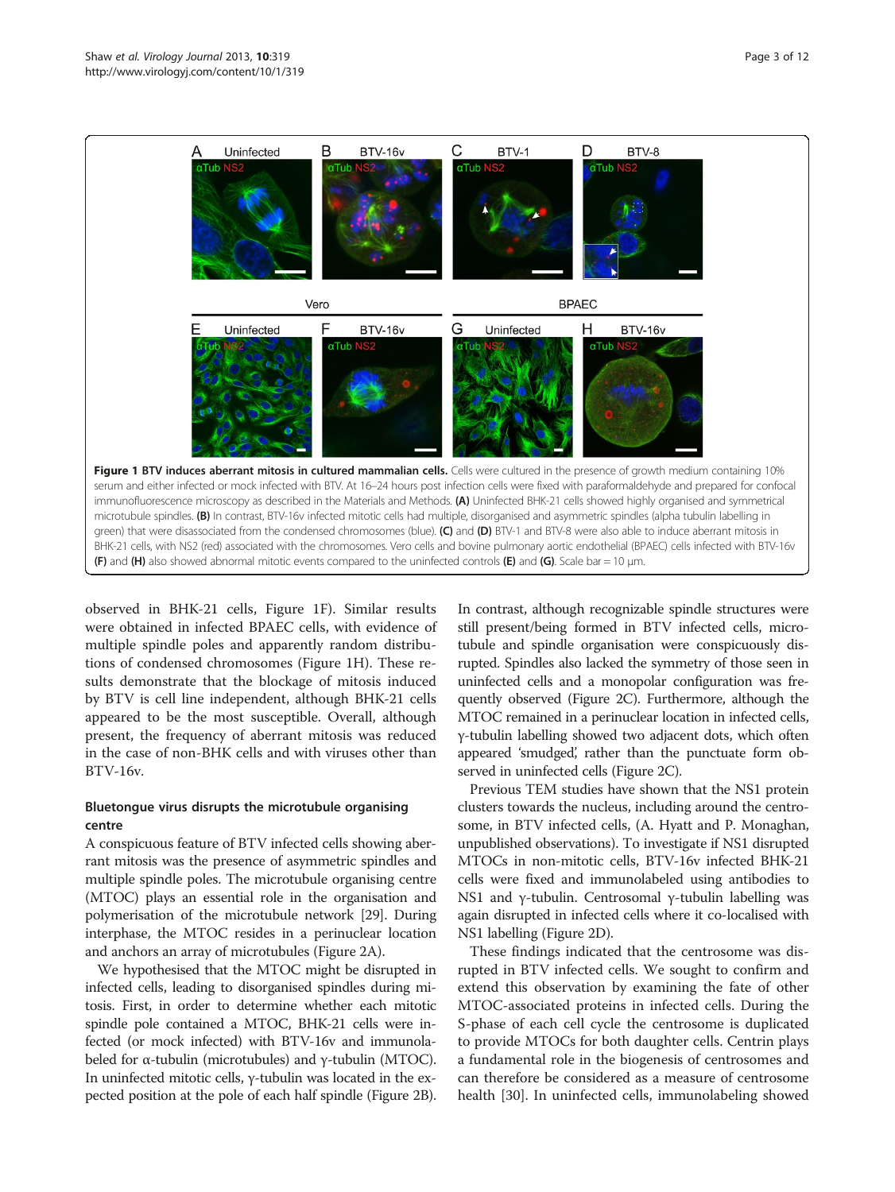**Figure 1 BTV induces aberrant mitosis in cultured mammalian cells.** Cells were cultured in the presence of growth medium containing 10% serum and either infected or mock infected with BTV. At 16–24 hours post infection cells were fixed with paraformaldehyde and prepared for confocal immunofluorescence microscopy as described in the Materials and Methods. **(A)** Uninfected BHK-21 cells showed highly organised and symmetrical microtubule spindles. **(B)** In contrast, BTV-16v infected mitotic cells had multiple, disorganised and asymmetric spindles (alpha tubulin labelling in green) that were disassociated from the condensed chromosomes (blue). **(C)** and **(D)** BTV-1 and BTV-8 were also able to induce aberrant mitosis in BHK-21 cells, with NS2 (red) associated with the chromosomes. Vero cells and bovine pulmonary aortic endothelial (BPAEC) cells infected with BTV-16v **(F)** and **(H)** also showed abnormal mitotic events compared to the uninfected controls **(E)** and **(G)**. Scale bar = 10 μm.

observed in BHK-21 cells, Figure 1F). Similar results were obtained in infected BPAEC cells, with evidence of multiple spindle poles and apparently random distributions of condensed chromosomes (Figure 1H). These results demonstrate that the blockage of mitosis induced by BTV is cell line independent, although BHK-21 cells appeared to be the most susceptible. Overall, although present, the frequency of aberrant mitosis was reduced in the case of non-BHK cells and with viruses other than BTV-16v.

### Bluetongue virus disrupts the microtubule organising centre

A conspicuous feature of BTV infected cells showing aberrant mitosis was the presence of asymmetric spindles and multiple spindle poles. The microtubule organising centre (MTOC) plays an essential role in the organisation and polymerisation of the microtubule network [29]. During interphase, the MTOC resides in a perinuclear location and anchors an array of microtubules (Figure 2A).

We hypothesised that the MTOC might be disrupted in infected cells, leading to disorganised spindles during mitosis. First, in order to determine whether each mitotic spindle pole contained a MTOC, BHK-21 cells were infected (or mock infected) with BTV-16v and immunolabeled for α-tubulin (microtubules) and γ-tubulin (MTOC). In uninfected mitotic cells, γ-tubulin was located in the expected position at the pole of each half spindle (Figure 2B). In contrast, although recognizable spindle structures were still present/being formed in BTV infected cells, microtubule and spindle organisation were conspicuously disrupted. Spindles also lacked the symmetry of those seen in uninfected cells and a monopolar configuration was frequently observed (Figure 2C). Furthermore, although the MTOC remained in a perinuclear location in infected cells, γ-tubulin labelling showed two adjacent dots, which often appeared 'smudged', rather than the punctuate form observed in uninfected cells (Figure 2C).

Previous TEM studies have shown that the NS1 protein clusters towards the nucleus, including around the centrosome, in BTV infected cells, (A. Hyatt and P. Monaghan, unpublished observations). To investigate if NS1 disrupted MTOCs in non-mitotic cells, BTV-16v infected BHK-21 cells were fixed and immunolabeled using antibodies to NS1 and γ-tubulin. Centrosomal γ-tubulin labelling was again disrupted in infected cells where it co-localised with NS1 labelling (Figure 2D).

These findings indicated that the centrosome was disrupted in BTV infected cells. We sought to confirm and extend this observation by examining the fate of other MTOC-associated proteins in infected cells. During the S-phase of each cell cycle the centrosome is duplicated to provide MTOCs for both daughter cells. Centrin plays a fundamental role in the biogenesis of centrosomes and can therefore be considered as a measure of centrosome health [30]. In uninfected cells, immunolabeling showed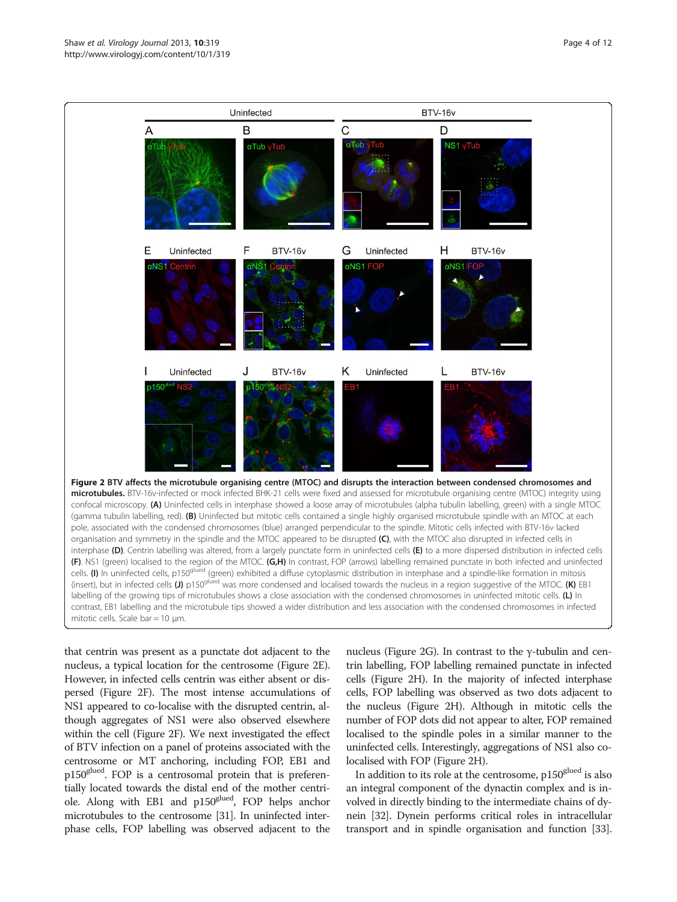**Figure 2 BTV affects the microtubule organising centre (MTOC) and disrupts the interaction between condensed chromosomes and microtubules.** BTV-16v-infected or mock infected BHK-21 cells were fixed and assessed for microtubule organising centre (MTOC) integrity using confocal microscopy. **(A)** Uninfected cells in interphase showed a loose array of microtubules (alpha tubulin labelling, green) with a single MTOC (gamma tubulin labelling, red). **(B)** Uninfected but mitotic cells contained a single highly organised microtubule spindle with an MTOC at each pole, associated with the condensed chromosomes (blue) arranged perpendicular to the spindle. Mitotic cells infected with BTV-16v lacked organisation and symmetry in the spindle and the MTOC appeared to be disrupted **(C)**, with the MTOC also disrupted in infected cells in interphase **(D)**. Centrin labelling was altered, from a largely punctate form in uninfected cells **(E)** to a more dispersed distribution in infected cells **(F)**. NS1 (green) localised to the region of the MTOC. **(G,H)** In contrast, FOP (arrows) labelling remained punctate in both infected and uninfected cells. **(I)** In uninfected cells, p150[glued] (green) exhibited a diffuse cytoplasmic distribution in interphase and a spindle-like formation in mitosis (insert), but in infected cells **(J)** p150[glued] was more condensed and localised towards the nucleus in a region suggestive of the MTOC. **(K)** EB1 labelling of the growing tips of microtubules shows a close association with the condensed chromosomes in uninfected mitotic cells. **(L)** In contrast, EB1 labelling and the microtubule tips showed a wider distribution and less association with the condensed chromosomes in infected mitotic cells. Scale bar = 10 μm.

that centrin was present as a punctate dot adjacent to the nucleus, a typical location for the centrosome (Figure 2E). However, in infected cells centrin was either absent or dispersed (Figure 2F). The most intense accumulations of NS1 appeared to co-localise with the disrupted centrin, although aggregates of NS1 were also observed elsewhere within the cell (Figure 2F). We next investigated the effect of BTV infection on a panel of proteins associated with the centrosome or MT anchoring, including FOP, EB1 and p150[glued]. FOP is a centrosomal protein that is preferentially located towards the distal end of the mother centriole. Along with EB1 and p150[glued], FOP helps anchor microtubules to the centrosome [31]. In uninfected interphase cells, FOP labelling was observed adjacent to the nucleus (Figure 2G). In contrast to the γ-tubulin and centrin labelling, FOP labelling remained punctate in infected cells (Figure 2H). In the majority of infected interphase cells, FOP labelling was observed as two dots adjacent to the nucleus (Figure 2H). Although in mitotic cells the number of FOP dots did not appear to alter, FOP remained localised to the spindle poles in a similar manner to the uninfected cells. Interestingly, aggregations of NS1 also co-localised with FOP (Figure 2H).

In addition to its role at the centrosome, p150[glued] is also an integral component of the dynactin complex and is involved in directly binding to the intermediate chains of dynein [32]. Dynein performs critical roles in intracellular transport and in spindle organisation and function [33].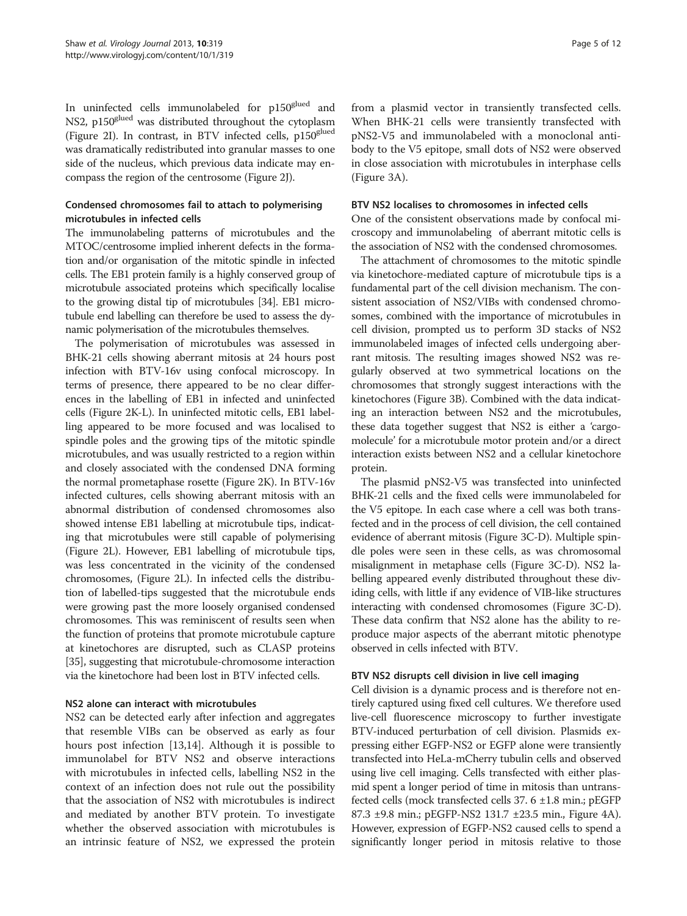In uninfected cells immunolabeled for p150$^{glued}$ and NS2, p150$^{glued}$ was distributed throughout the cytoplasm (Figure 2I). In contrast, in BTV infected cells, p150$^{glued}$ was dramatically redistributed into granular masses to one side of the nucleus, which previous data indicate may encompass the region of the centrosome (Figure 2J).

### Condensed chromosomes fail to attach to polymerising microtubules in infected cells

The immunolabeling patterns of microtubules and the MTOC/centrosome implied inherent defects in the formation and/or organisation of the mitotic spindle in infected cells. The EB1 protein family is a highly conserved group of microtubule associated proteins which specifically localise to the growing distal tip of microtubules [34]. EB1 microtubule end labelling can therefore be used to assess the dynamic polymerisation of the microtubules themselves.

The polymerisation of microtubules was assessed in BHK-21 cells showing aberrant mitosis at 24 hours post infection with BTV-16v using confocal microscopy. In terms of presence, there appeared to be no clear differences in the labelling of EB1 in infected and uninfected cells (Figure 2K-L). In uninfected mitotic cells, EB1 labelling appeared to be more focused and was localised to spindle poles and the growing tips of the mitotic spindle microtubules, and was usually restricted to a region within and closely associated with the condensed DNA forming the normal prometaphase rosette (Figure 2K). In BTV-16v infected cultures, cells showing aberrant mitosis with an abnormal distribution of condensed chromosomes also showed intense EB1 labelling at microtubule tips, indicating that microtubules were still capable of polymerising (Figure 2L). However, EB1 labelling of microtubule tips, was less concentrated in the vicinity of the condensed chromosomes, (Figure 2L). In infected cells the distribution of labelled-tips suggested that the microtubule ends were growing past the more loosely organised condensed chromosomes. This was reminiscent of results seen when the function of proteins that promote microtubule capture at kinetochores are disrupted, such as CLASP proteins [35], suggesting that microtubule-chromosome interaction via the kinetochore had been lost in BTV infected cells.

### NS2 alone can interact with microtubules

NS2 can be detected early after infection and aggregates that resemble VIBs can be observed as early as four hours post infection [13,14]. Although it is possible to immunolabel for BTV NS2 and observe interactions with microtubules in infected cells, labelling NS2 in the context of an infection does not rule out the possibility that the association of NS2 with microtubules is indirect and mediated by another BTV protein. To investigate whether the observed association with microtubules is an intrinsic feature of NS2, we expressed the protein from a plasmid vector in transiently transfected cells. When BHK-21 cells were transiently transfected with pNS2-V5 and immunolabeled with a monoclonal antibody to the V5 epitope, small dots of NS2 were observed in close association with microtubules in interphase cells (Figure 3A).

### BTV NS2 localises to chromosomes in infected cells

One of the consistent observations made by confocal microscopy and immunolabeling of aberrant mitotic cells is the association of NS2 with the condensed chromosomes.

The attachment of chromosomes to the mitotic spindle via kinetochore-mediated capture of microtubule tips is a fundamental part of the cell division mechanism. The consistent association of NS2/VIBs with condensed chromosomes, combined with the importance of microtubules in cell division, prompted us to perform 3D stacks of NS2 immunolabeled images of infected cells undergoing aberrant mitosis. The resulting images showed NS2 was regularly observed at two symmetrical locations on the chromosomes that strongly suggest interactions with the kinetochores (Figure 3B). Combined with the data indicating an interaction between NS2 and the microtubules, these data together suggest that NS2 is either a 'cargo-molecule' for a microtubule motor protein and/or a direct interaction exists between NS2 and a cellular kinetochore protein.

The plasmid pNS2-V5 was transfected into uninfected BHK-21 cells and the fixed cells were immunolabeled for the V5 epitope. In each case where a cell was both transfected and in the process of cell division, the cell contained evidence of aberrant mitosis (Figure 3C-D). Multiple spindle poles were seen in these cells, as was chromosomal misalignment in metaphase cells (Figure 3C-D). NS2 labelling appeared evenly distributed throughout these dividing cells, with little if any evidence of VIB-like structures interacting with condensed chromosomes (Figure 3C-D). These data confirm that NS2 alone has the ability to reproduce major aspects of the aberrant mitotic phenotype observed in cells infected with BTV.

### BTV NS2 disrupts cell division in live cell imaging

Cell division is a dynamic process and is therefore not entirely captured using fixed cell cultures. We therefore used live-cell fluorescence microscopy to further investigate BTV-induced perturbation of cell division. Plasmids expressing either EGFP-NS2 or EGFP alone were transiently transfected into HeLa-mCherry tubulin cells and observed using live cell imaging. Cells transfected with either plasmid spent a longer period of time in mitosis than untransfected cells (mock transfected cells 37. 6 ±1.8 min.; pEGFP 87.3 ±9.8 min.; pEGFP-NS2 131.7 ±23.5 min., Figure 4A). However, expression of EGFP-NS2 caused cells to spend a significantly longer period in mitosis relative to those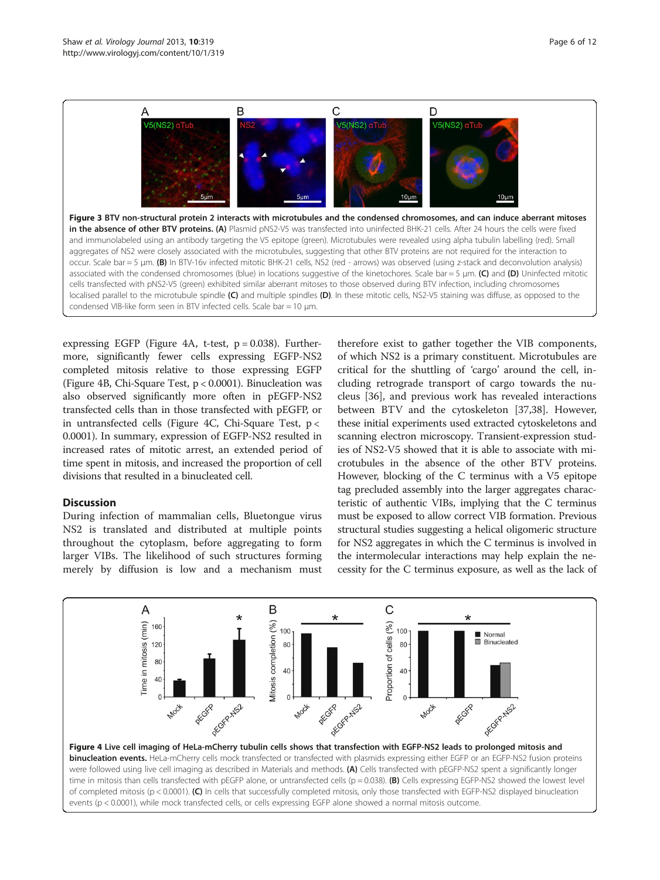**Figure 3 BTV non-structural protein 2 interacts with microtubules and the condensed chromosomes, and can induce aberrant mitoses in the absence of other BTV proteins. (A)** Plasmid pNS2-V5 was transfected into uninfected BHK-21 cells. After 24 hours the cells were fixed and immunolabeled using an antibody targeting the V5 epitope (green). Microtubules were revealed using alpha tubulin labelling (red). Small aggregates of NS2 were closely associated with the microtubules, suggesting that other BTV proteins are not required for the interaction to occur. Scale bar = 5 μm. **(B)** In BTV-16v infected mitotic BHK-21 cells, NS2 (red - arrows) was observed (using z-stack and deconvolution analysis) associated with the condensed chromosomes (blue) in locations suggestive of the kinetochores. Scale bar = 5 μm. **(C)** and **(D)** Uninfected mitotic cells transfected with pNS2-V5 (green) exhibited similar aberrant mitoses to those observed during BTV infection, including chromosomes localised parallel to the microtubule spindle **(C)** and multiple spindles **(D)**. In these mitotic cells, NS2-V5 staining was diffuse, as opposed to the condensed VIB-like form seen in BTV infected cells. Scale bar = 10 μm.

expressing EGFP (Figure 4A, t-test, $p = 0.038$). Furthermore, significantly fewer cells expressing EGFP-NS2 completed mitosis relative to those expressing EGFP (Figure 4B, Chi-Square Test, $p < 0.0001$). Binucleation was also observed significantly more often in pEGFP-NS2 transfected cells than in those transfected with pEGFP, or in untransfected cells (Figure 4C, Chi-Square Test, $p < 0.0001$). In summary, expression of EGFP-NS2 resulted in increased rates of mitotic arrest, an extended period of time spent in mitosis, and increased the proportion of cell divisions that resulted in a binucleated cell.

## Discussion

During infection of mammalian cells, Bluetongue virus NS2 is translated and distributed at multiple points throughout the cytoplasm, before aggregating to form larger VIBs. The likelihood of such structures forming merely by diffusion is low and a mechanism must therefore exist to gather together the VIB components, of which NS2 is a primary constituent. Microtubules are critical for the shuttling of 'cargo' around the cell, including retrograde transport of cargo towards the nucleus [36], and previous work has revealed interactions between BTV and the cytoskeleton [37,38]. However, these initial experiments used extracted cytoskeletons and scanning electron microscopy. Transient-expression studies of NS2-V5 showed that it is able to associate with microtubules in the absence of the other BTV proteins. However, blocking of the C terminus with a V5 epitope tag precluded assembly into the larger aggregates characteristic of authentic VIBs, implying that the C terminus must be exposed to allow correct VIB formation. Previous structural studies suggesting a helical oligomeric structure for NS2 aggregates in which the C terminus is involved in the intermolecular interactions may help explain the necessity for the C terminus exposure, as well as the lack of

**Figure 4 Live cell imaging of HeLa-mCherry tubulin cells shows that transfection with EGFP-NS2 leads to prolonged mitosis and binucleation events.** HeLa-mCherry cells mock transfected or transfected with plasmids expressing either EGFP or an EGFP-NS2 fusion proteins were followed using live cell imaging as described in Materials and methods. **(A)** Cells transfected with pEGFP-NS2 spent a significantly longer time in mitosis than cells transfected with pEGFP alone, or untransfected cells ($p = 0.038$). **(B)** Cells expressing EGFP-NS2 showed the lowest level of completed mitosis ($p < 0.0001$). **(C)** In cells that successfully completed mitosis, only those transfected with EGFP-NS2 displayed binucleation events ($p < 0.0001$), while mock transfected cells, or cells expressing EGFP alone showed a normal mitosis outcome.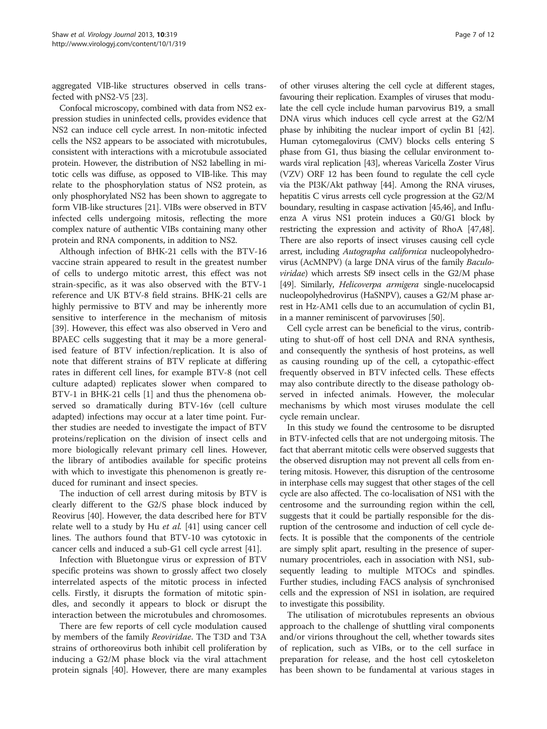aggregated VIB-like structures observed in cells transfected with pNS2-V5 [23].

Confocal microscopy, combined with data from NS2 expression studies in uninfected cells, provides evidence that NS2 can induce cell cycle arrest. In non-mitotic infected cells the NS2 appears to be associated with microtubules, consistent with interactions with a microtubule associated protein. However, the distribution of NS2 labelling in mitotic cells was diffuse, as opposed to VIB-like. This may relate to the phosphorylation status of NS2 protein, as only phosphorylated NS2 has been shown to aggregate to form VIB-like structures [21]. VIBs were observed in BTV infected cells undergoing mitosis, reflecting the more complex nature of authentic VIBs containing many other protein and RNA components, in addition to NS2.

Although infection of BHK-21 cells with the BTV-16 vaccine strain appeared to result in the greatest number of cells to undergo mitotic arrest, this effect was not strain-specific, as it was also observed with the BTV-1 reference and UK BTV-8 field strains. BHK-21 cells are highly permissive to BTV and may be inherently more sensitive to interference in the mechanism of mitosis [39]. However, this effect was also observed in Vero and BPAEC cells suggesting that it may be a more generalised feature of BTV infection/replication. It is also of note that different strains of BTV replicate at differing rates in different cell lines, for example BTV-8 (not cell culture adapted) replicates slower when compared to BTV-1 in BHK-21 cells [1] and thus the phenomena observed so dramatically during BTV-16v (cell culture adapted) infections may occur at a later time point. Further studies are needed to investigate the impact of BTV proteins/replication on the division of insect cells and more biologically relevant primary cell lines. However, the library of antibodies available for specific proteins with which to investigate this phenomenon is greatly reduced for ruminant and insect species.

The induction of cell arrest during mitosis by BTV is clearly different to the G2/S phase block induced by Reovirus [40]. However, the data described here for BTV relate well to a study by Hu *et al.* [41] using cancer cell lines. The authors found that BTV-10 was cytotoxic in cancer cells and induced a sub-G1 cell cycle arrest [41].

Infection with Bluetongue virus or expression of BTV specific proteins was shown to grossly affect two closely interrelated aspects of the mitotic process in infected cells. Firstly, it disrupts the formation of mitotic spindles, and secondly it appears to block or disrupt the interaction between the microtubules and chromosomes.

There are few reports of cell cycle modulation caused by members of the family *Reoviridae*. The T3D and T3A strains of orthoreovirus both inhibit cell proliferation by inducing a G2/M phase block via the viral attachment protein signals [40]. However, there are many examples of other viruses altering the cell cycle at different stages, favouring their replication. Examples of viruses that modulate the cell cycle include human parvovirus B19, a small DNA virus which induces cell cycle arrest at the G2/M phase by inhibiting the nuclear import of cyclin B1 [42]. Human cytomegalovirus (CMV) blocks cells entering S phase from G1, thus biasing the cellular environment towards viral replication [43], whereas Varicella Zoster Virus (VZV) ORF 12 has been found to regulate the cell cycle via the PI3K/Akt pathway [44]. Among the RNA viruses, hepatitis C virus arrests cell cycle progression at the G2/M boundary, resulting in caspase activation [45,46], and Influenza A virus NS1 protein induces a G0/G1 block by restricting the expression and activity of RhoA [47,48]. There are also reports of insect viruses causing cell cycle arrest, including *Autographa californica* nucleopolyhedrovirus (AcMNPV) (a large DNA virus of the family *Baculoviridae*) which arrests Sf9 insect cells in the G2/M phase [49]. Similarly, *Helicoverpa armigera* single-nucelocapsid nucleopolyhedrovirus (HaSNPV), causes a G2/M phase arrest in Hz-AM1 cells due to an accumulation of cyclin B1, in a manner reminiscent of parvoviruses [50].

Cell cycle arrest can be beneficial to the virus, contributing to shut-off of host cell DNA and RNA synthesis, and consequently the synthesis of host proteins, as well as causing rounding up of the cell, a cytopathic-effect frequently observed in BTV infected cells. These effects may also contribute directly to the disease pathology observed in infected animals. However, the molecular mechanisms by which most viruses modulate the cell cycle remain unclear.

In this study we found the centrosome to be disrupted in BTV-infected cells that are not undergoing mitosis. The fact that aberrant mitotic cells were observed suggests that the observed disruption may not prevent all cells from entering mitosis. However, this disruption of the centrosome in interphase cells may suggest that other stages of the cell cycle are also affected. The co-localisation of NS1 with the centrosome and the surrounding region within the cell, suggests that it could be partially responsible for the disruption of the centrosome and induction of cell cycle defects. It is possible that the components of the centriole are simply split apart, resulting in the presence of supernumary procentrioles, each in association with NS1, subsequently leading to multiple MTOCs and spindles. Further studies, including FACS analysis of synchronised cells and the expression of NS1 in isolation, are required to investigate this possibility.

The utilisation of microtubules represents an obvious approach to the challenge of shuttling viral components and/or virions throughout the cell, whether towards sites of replication, such as VIBs, or to the cell surface in preparation for release, and the host cell cytoskeleton has been shown to be fundamental at various stages in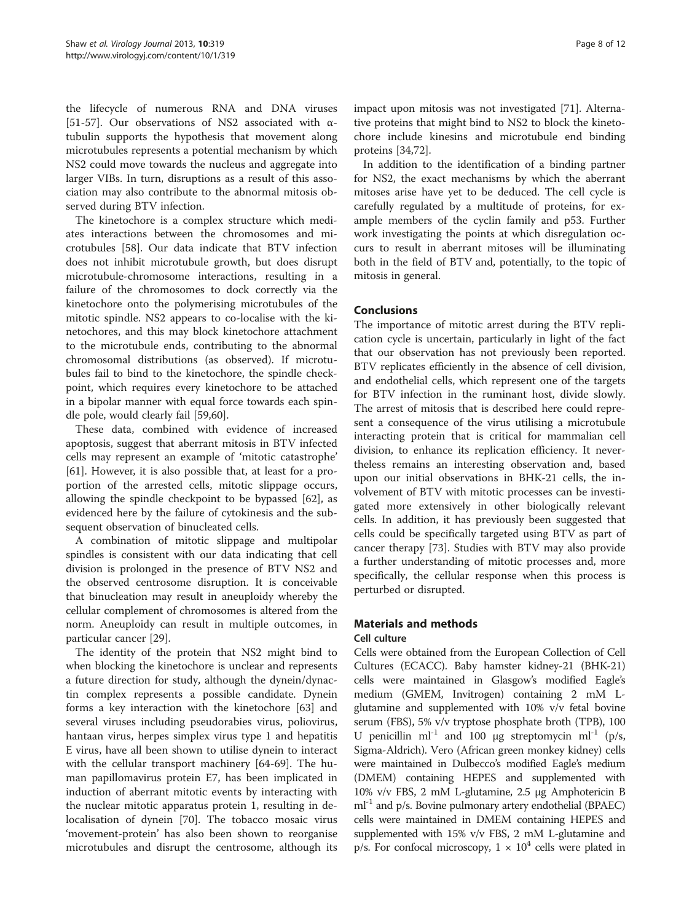the lifecycle of numerous RNA and DNA viruses [51-57]. Our observations of NS2 associated with α-tubulin supports the hypothesis that movement along microtubules represents a potential mechanism by which NS2 could move towards the nucleus and aggregate into larger VIBs. In turn, disruptions as a result of this association may also contribute to the abnormal mitosis observed during BTV infection.

The kinetochore is a complex structure which mediates interactions between the chromosomes and microtubules [58]. Our data indicate that BTV infection does not inhibit microtubule growth, but does disrupt microtubule-chromosome interactions, resulting in a failure of the chromosomes to dock correctly via the kinetochore onto the polymerising microtubules of the mitotic spindle. NS2 appears to co-localise with the kinetochores, and this may block kinetochore attachment to the microtubule ends, contributing to the abnormal chromosomal distributions (as observed). If microtubules fail to bind to the kinetochore, the spindle checkpoint, which requires every kinetochore to be attached in a bipolar manner with equal force towards each spindle pole, would clearly fail [59,60].

These data, combined with evidence of increased apoptosis, suggest that aberrant mitosis in BTV infected cells may represent an example of 'mitotic catastrophe' [61]. However, it is also possible that, at least for a proportion of the arrested cells, mitotic slippage occurs, allowing the spindle checkpoint to be bypassed [62], as evidenced here by the failure of cytokinesis and the subsequent observation of binucleated cells.

A combination of mitotic slippage and multipolar spindles is consistent with our data indicating that cell division is prolonged in the presence of BTV NS2 and the observed centrosome disruption. It is conceivable that binucleation may result in aneuploidy whereby the cellular complement of chromosomes is altered from the norm. Aneuploidy can result in multiple outcomes, in particular cancer [29].

The identity of the protein that NS2 might bind to when blocking the kinetochore is unclear and represents a future direction for study, although the dynein/dynactin complex represents a possible candidate. Dynein forms a key interaction with the kinetochore [63] and several viruses including pseudorabies virus, poliovirus, hantaan virus, herpes simplex virus type 1 and hepatitis E virus, have all been shown to utilise dynein to interact with the cellular transport machinery [64-69]. The human papillomavirus protein E7, has been implicated in induction of aberrant mitotic events by interacting with the nuclear mitotic apparatus protein 1, resulting in delocalisation of dynein [70]. The tobacco mosaic virus 'movement-protein' has also been shown to reorganise microtubules and disrupt the centrosome, although its impact upon mitosis was not investigated [71]. Alternative proteins that might bind to NS2 to block the kinetochore include kinesins and microtubule end binding proteins [34,72].

In addition to the identification of a binding partner for NS2, the exact mechanisms by which the aberrant mitoses arise have yet to be deduced. The cell cycle is carefully regulated by a multitude of proteins, for example members of the cyclin family and p53. Further work investigating the points at which disregulation occurs to result in aberrant mitoses will be illuminating both in the field of BTV and, potentially, to the topic of mitosis in general.

## Conclusions

The importance of mitotic arrest during the BTV replication cycle is uncertain, particularly in light of the fact that our observation has not previously been reported. BTV replicates efficiently in the absence of cell division, and endothelial cells, which represent one of the targets for BTV infection in the ruminant host, divide slowly. The arrest of mitosis that is described here could represent a consequence of the virus utilising a microtubule interacting protein that is critical for mammalian cell division, to enhance its replication efficiency. It nevertheless remains an interesting observation and, based upon our initial observations in BHK-21 cells, the involvement of BTV with mitotic processes can be investigated more extensively in other biologically relevant cells. In addition, it has previously been suggested that cells could be specifically targeted using BTV as part of cancer therapy [73]. Studies with BTV may also provide a further understanding of mitotic processes and, more specifically, the cellular response when this process is perturbed or disrupted.

## Materials and methods

### Cell culture

Cells were obtained from the European Collection of Cell Cultures (ECACC). Baby hamster kidney-21 (BHK-21) cells were maintained in Glasgow's modified Eagle's medium (GMEM, Invitrogen) containing 2 mM L-glutamine and supplemented with 10% v/v fetal bovine serum (FBS), 5% v/v tryptose phosphate broth (TPB), 100 U penicillin $ml^{-1}$ and 100 μg streptomycin $ml^{-1}$ (p/s, Sigma-Aldrich). Vero (African green monkey kidney) cells were maintained in Dulbecco's modified Eagle's medium (DMEM) containing HEPES and supplemented with 10% v/v FBS, 2 mM L-glutamine, 2.5 μg Amphotericin B $ml^{-1}$ and p/s. Bovine pulmonary artery endothelial (BPAEC) cells were maintained in DMEM containing HEPES and supplemented with 15% v/v FBS, 2 mM L-glutamine and p/s. For confocal microscopy, $1 \times 10^4$ cells were plated in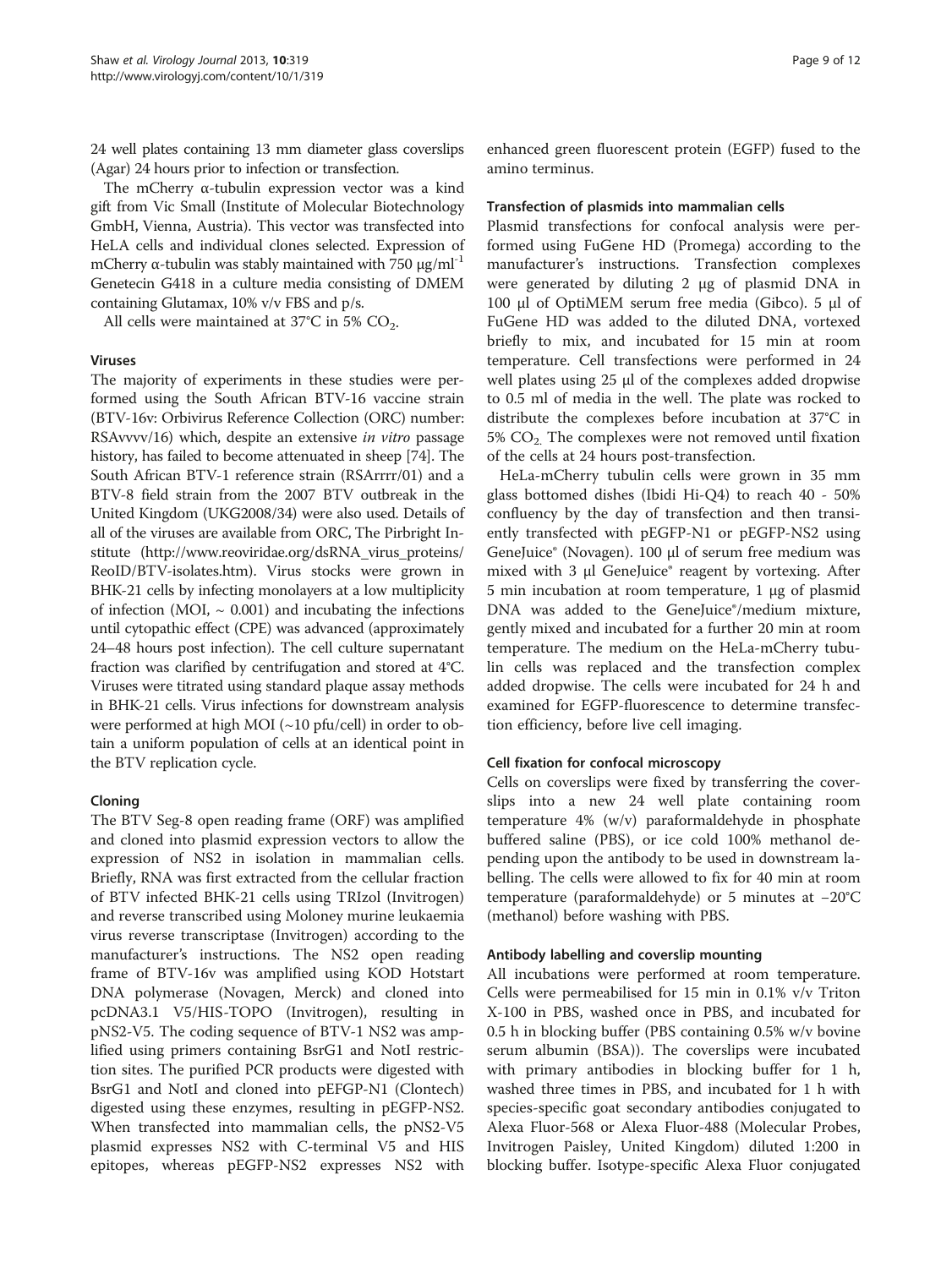24 well plates containing 13 mm diameter glass coverslips (Agar) 24 hours prior to infection or transfection.

The mCherry α-tubulin expression vector was a kind gift from Vic Small (Institute of Molecular Biotechnology GmbH, Vienna, Austria). This vector was transfected into HeLA cells and individual clones selected. Expression of mCherry α-tubulin was stably maintained with 750 μg/ml$^{-1}$ Genetecin G418 in a culture media consisting of DMEM containing Glutamax, 10% v/v FBS and p/s.

All cells were maintained at 37°C in 5% $CO_2$.

### Viruses

The majority of experiments in these studies were performed using the South African BTV-16 vaccine strain (BTV-16v: Orbivirus Reference Collection (ORC) number: RSAvvvv/16) which, despite an extensive *in vitro* passage history, has failed to become attenuated in sheep [74]. The South African BTV-1 reference strain (RSArrrr/01) and a BTV-8 field strain from the 2007 BTV outbreak in the United Kingdom (UKG2008/34) were also used. Details of all of the viruses are available from ORC, The Pirbright Institute (http://www.reoviridae.org/dsRNA_virus_proteins/ReoID/BTV-isolates.htm). Virus stocks were grown in BHK-21 cells by infecting monolayers at a low multiplicity of infection (MOI, ~ 0.001) and incubating the infections until cytopathic effect (CPE) was advanced (approximately 24–48 hours post infection). The cell culture supernatant fraction was clarified by centrifugation and stored at 4°C. Viruses were titrated using standard plaque assay methods in BHK-21 cells. Virus infections for downstream analysis were performed at high MOI (~10 pfu/cell) in order to obtain a uniform population of cells at an identical point in the BTV replication cycle.

### Cloning

The BTV Seg-8 open reading frame (ORF) was amplified and cloned into plasmid expression vectors to allow the expression of NS2 in isolation in mammalian cells. Briefly, RNA was first extracted from the cellular fraction of BTV infected BHK-21 cells using TRIzol (Invitrogen) and reverse transcribed using Moloney murine leukaemia virus reverse transcriptase (Invitrogen) according to the manufacturer's instructions. The NS2 open reading frame of BTV-16v was amplified using KOD Hotstart DNA polymerase (Novagen, Merck) and cloned into pcDNA3.1 V5/HIS-TOPO (Invitrogen), resulting in pNS2-V5. The coding sequence of BTV-1 NS2 was amplified using primers containing BsrG1 and NotI restriction sites. The purified PCR products were digested with BsrG1 and NotI and cloned into pEFGP-N1 (Clontech) digested using these enzymes, resulting in pEGFP-NS2. When transfected into mammalian cells, the pNS2-V5 plasmid expresses NS2 with C-terminal V5 and HIS epitopes, whereas pEGFP-NS2 expresses NS2 with enhanced green fluorescent protein (EGFP) fused to the amino terminus.

### Transfection of plasmids into mammalian cells

Plasmid transfections for confocal analysis were performed using FuGene HD (Promega) according to the manufacturer's instructions. Transfection complexes were generated by diluting 2 μg of plasmid DNA in 100 μl of OptiMEM serum free media (Gibco). 5 μl of FuGene HD was added to the diluted DNA, vortexed briefly to mix, and incubated for 15 min at room temperature. Cell transfections were performed in 24 well plates using 25 μl of the complexes added dropwise to 0.5 ml of media in the well. The plate was rocked to distribute the complexes before incubation at 37°C in 5% $CO_2$. The complexes were not removed until fixation of the cells at 24 hours post-transfection.

HeLa-mCherry tubulin cells were grown in 35 mm glass bottomed dishes (Ibidi Hi-Q4) to reach 40 - 50% confluency by the day of transfection and then transiently transfected with pEGFP-N1 or pEGFP-NS2 using GeneJuice® (Novagen). 100 μl of serum free medium was mixed with 3 μl GeneJuice® reagent by vortexing. After 5 min incubation at room temperature, 1 μg of plasmid DNA was added to the GeneJuice®/medium mixture, gently mixed and incubated for a further 20 min at room temperature. The medium on the HeLa-mCherry tubulin cells was replaced and the transfection complex added dropwise. The cells were incubated for 24 h and examined for EGFP-fluorescence to determine transfection efficiency, before live cell imaging.

### Cell fixation for confocal microscopy

Cells on coverslips were fixed by transferring the coverslips into a new 24 well plate containing room temperature 4% (w/v) paraformaldehyde in phosphate buffered saline (PBS), or ice cold 100% methanol depending upon the antibody to be used in downstream labelling. The cells were allowed to fix for 40 min at room temperature (paraformaldehyde) or 5 minutes at −20°C (methanol) before washing with PBS.

### Antibody labelling and coverslip mounting

All incubations were performed at room temperature. Cells were permeabilised for 15 min in 0.1% v/v Triton X-100 in PBS, washed once in PBS, and incubated for 0.5 h in blocking buffer (PBS containing 0.5% w/v bovine serum albumin (BSA)). The coverslips were incubated with primary antibodies in blocking buffer for 1 h, washed three times in PBS, and incubated for 1 h with species-specific goat secondary antibodies conjugated to Alexa Fluor-568 or Alexa Fluor-488 (Molecular Probes, Invitrogen Paisley, United Kingdom) diluted 1:200 in blocking buffer. Isotype-specific Alexa Fluor conjugated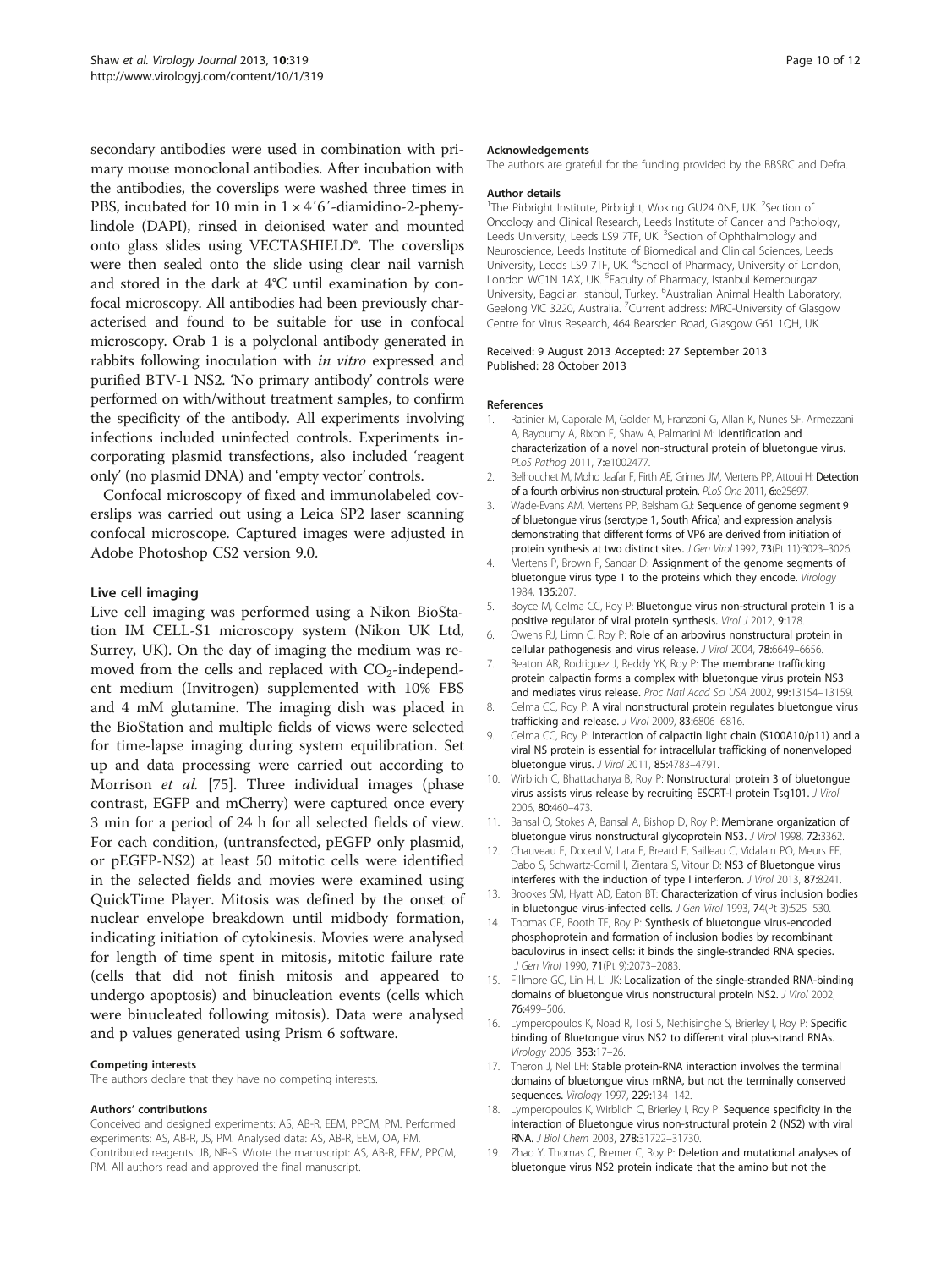secondary antibodies were used in combination with primary mouse monoclonal antibodies. After incubation with the antibodies, the coverslips were washed three times in PBS, incubated for 10 min in 1 × 4′6′-diamidino-2-phenylindole (DAPI), rinsed in deionised water and mounted onto glass slides using VECTASHIELD®. The coverslips were then sealed onto the slide using clear nail varnish and stored in the dark at 4°C until examination by confocal microscopy. All antibodies had been previously characterised and found to be suitable for use in confocal microscopy. Orab 1 is a polyclonal antibody generated in rabbits following inoculation with *in vitro* expressed and purified BTV-1 NS2. 'No primary antibody' controls were performed on with/without treatment samples, to confirm the specificity of the antibody. All experiments involving infections included uninfected controls. Experiments incorporating plasmid transfections, also included 'reagent only' (no plasmid DNA) and 'empty vector' controls.

Confocal microscopy of fixed and immunolabeled coverslips was carried out using a Leica SP2 laser scanning confocal microscope. Captured images were adjusted in Adobe Photoshop CS2 version 9.0.

### Live cell imaging

Live cell imaging was performed using a Nikon BioStation IM CELL-S1 microscopy system (Nikon UK Ltd, Surrey, UK). On the day of imaging the medium was removed from the cells and replaced with $CO_2$-independent medium (Invitrogen) supplemented with 10% FBS and 4 mM glutamine. The imaging dish was placed in the BioStation and multiple fields of views were selected for time-lapse imaging during system equilibration. Set up and data processing were carried out according to Morrison *et al.* [75]. Three individual images (phase contrast, EGFP and mCherry) were captured once every 3 min for a period of 24 h for all selected fields of view. For each condition, (untransfected, pEGFP only plasmid, or pEGFP-NS2) at least 50 mitotic cells were identified in the selected fields and movies were examined using QuickTime Player. Mitosis was defined by the onset of nuclear envelope breakdown until midbody formation, indicating initiation of cytokinesis. Movies were analysed for length of time spent in mitosis, mitotic failure rate (cells that did not finish mitosis and appeared to undergo apoptosis) and binucleation events (cells which were binucleated following mitosis). Data were analysed and p values generated using Prism 6 software.

#### Competing interests

The authors declare that they have no competing interests.

#### Authors' contributions

Conceived and designed experiments: AS, AB-R, EEM, PPCM, PM. Performed experiments: AS, AB-R, JS, PM. Analysed data: AS, AB-R, EEM, OA, PM. Contributed reagents: JB, NR-S. Wrote the manuscript: AS, AB-R, EEM, PPCM, PM. All authors read and approved the final manuscript.

#### Acknowledgements

The authors are grateful for the funding provided by the BBSRC and Defra.

#### Author details

[1]The Pirbright Institute, Pirbright, Woking GU24 0NF, UK. [2]Section of Oncology and Clinical Research, Leeds Institute of Cancer and Pathology, Leeds University, Leeds LS9 7TF, UK. [3]Section of Ophthalmology and Neuroscience, Leeds Institute of Biomedical and Clinical Sciences, Leeds University, Leeds LS9 7TF, UK. [4]School of Pharmacy, University of London, London WC1N 1AX, UK. [5]Faculty of Pharmacy, Istanbul Kemerburgaz University, Bagcilar, Istanbul, Turkey. [6]Australian Animal Health Laboratory, Geelong VIC 3220, Australia. [7]Current address: MRC-University of Glasgow Centre for Virus Research, 464 Bearsden Road, Glasgow G61 1QH, UK.

Received: 9 August 2013 Accepted: 27 September 2013
Published: 28 October 2013

#### References

1. Ratinier M, Caporale M, Golder M, Franzoni G, Allan K, Nunes SF, Armezzani A, Bayoumy A, Rixon F, Shaw A, Palmarini M: **Identification and characterization of a novel non-structural protein of bluetongue virus.** *PLoS Pathog* 2011, **7:**e1002477.
2. Belhouchet M, Mohd Jaafar F, Firth AE, Grimes JM, Mertens PP, Attoui H: **Detection of a fourth orbivirus non-structural protein.** *PLoS One* 2011, **6:**e25697.
3. Wade-Evans AM, Mertens PP, Belsham GJ: **Sequence of genome segment 9 of bluetongue virus (serotype 1, South Africa) and expression analysis demonstrating that different forms of VP6 are derived from initiation of protein synthesis at two distinct sites.** *J Gen Virol* 1992, **73**(Pt 11):3023–3026.
4. Mertens P, Brown F, Sangar D: **Assignment of the genome segments of bluetongue virus type 1 to the proteins which they encode.** *Virology* 1984, **135:**207.
5. Boyce M, Celma CC, Roy P: **Bluetongue virus non-structural protein 1 is a positive regulator of viral protein synthesis.** *Virol J* 2012, **9:**178.
6. Owens RJ, Limn C, Roy P: **Role of an arbovirus nonstructural protein in cellular pathogenesis and virus release.** *J Virol* 2004, **78:**6649–6656.
7. Beaton AR, Rodriguez J, Reddy YK, Roy P: **The membrane trafficking protein calpactin forms a complex with bluetongue virus protein NS3 and mediates virus release.** *Proc Natl Acad Sci USA* 2002, **99:**13154–13159.
8. Celma CC, Roy P: **A viral nonstructural protein regulates bluetongue virus trafficking and release.** *J Virol* 2009, **83:**6806–6816.
9. Celma CC, Roy P: **Interaction of calpactin light chain (S100A10/p11) and a viral NS protein is essential for intracellular trafficking of nonenveloped bluetongue virus.** *J Virol* 2011, **85:**4783–4791.
10. Wirblich C, Bhattacharya B, Roy P: **Nonstructural protein 3 of bluetongue virus assists virus release by recruiting ESCRT-I protein Tsg101.** *J Virol* 2006, **80:**460–473.
11. Bansal O, Stokes A, Bansal A, Bishop D, Roy P: **Membrane organization of bluetongue virus nonstructural glycoprotein NS3.** *J Virol* 1998, **72:**3362.
12. Chauveau E, Doceul V, Lara E, Breard E, Sailleau C, Vidalain PO, Meurs EF, Dabo S, Schwartz-Cornil I, Zientara S, Vitour D: **NS3 of Bluetongue virus interferes with the induction of type I interferon.** *J Virol* 2013, **87:**8241.
13. Brookes SM, Hyatt AD, Eaton BT: **Characterization of virus inclusion bodies in bluetongue virus-infected cells.** *J Gen Virol* 1993, **74**(Pt 3):525–530.
14. Thomas CP, Booth TF, Roy P: **Synthesis of bluetongue virus-encoded phosphoprotein and formation of inclusion bodies by recombinant baculovirus in insect cells: it binds the single-stranded RNA species.** *J Gen Virol* 1990, **71**(Pt 9):2073–2083.
15. Fillmore GC, Lin H, Li JK: **Localization of the single-stranded RNA-binding domains of bluetongue virus nonstructural protein NS2.** *J Virol* 2002, **76:**499–506.
16. Lymperopoulos K, Noad R, Tosi S, Nethisinghe S, Brierley I, Roy P: **Specific binding of Bluetongue virus NS2 to different viral plus-strand RNAs.** *Virology* 2006, **353:**17–26.
17. Theron J, Nel LH: **Stable protein-RNA interaction involves the terminal domains of bluetongue virus mRNA, but not the terminally conserved sequences.** *Virology* 1997, **229:**134–142.
18. Lymperopoulos K, Wirblich C, Brierley I, Roy P: **Sequence specificity in the interaction of Bluetongue virus non-structural protein 2 (NS2) with viral RNA.** *J Biol Chem* 2003, **278:**31722–31730.
19. Zhao Y, Thomas C, Bremer C, Roy P: **Deletion and mutational analyses of bluetongue virus NS2 protein indicate that the amino but not the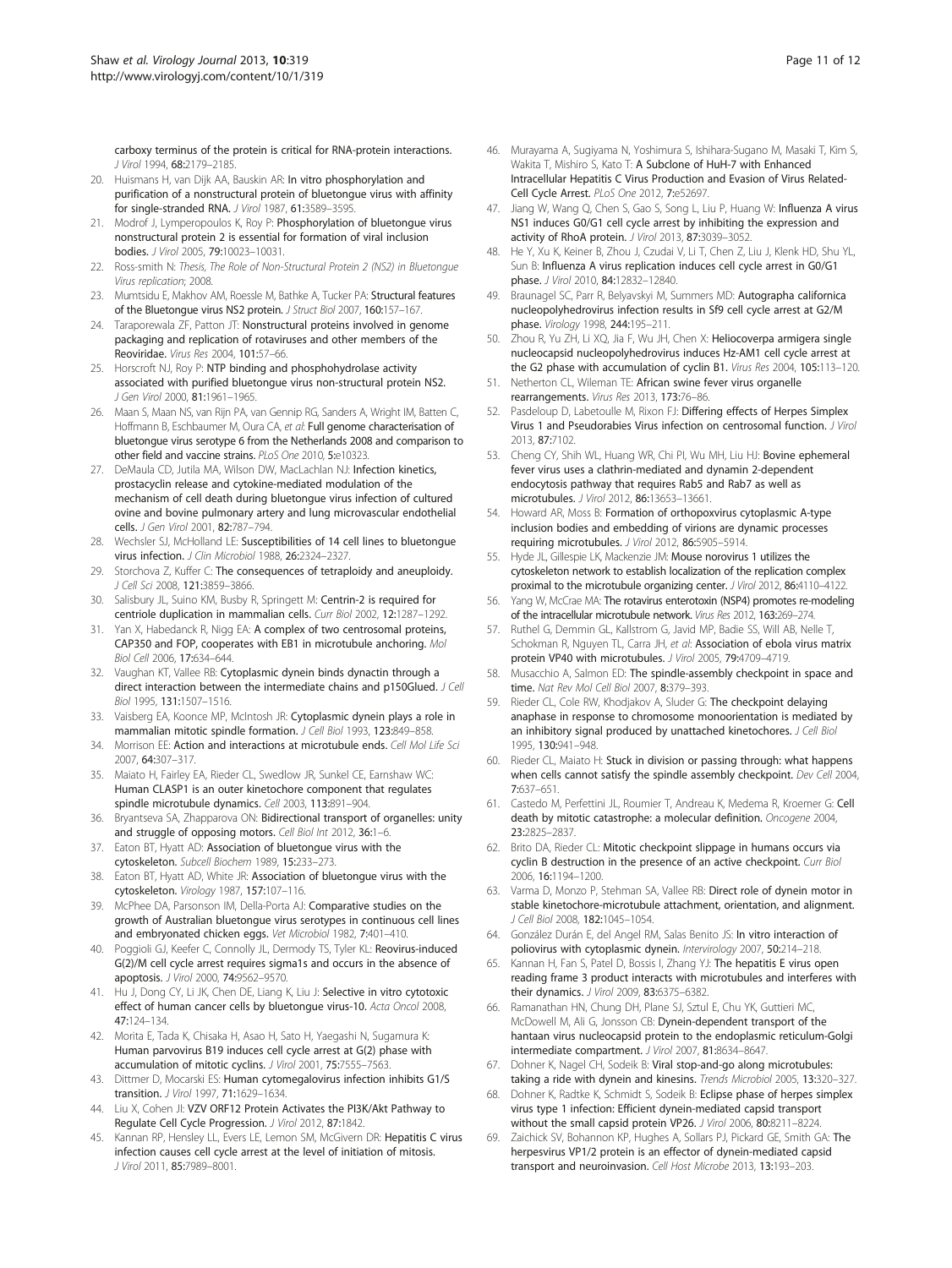carboxy terminus of the protein is critical for RNA-protein interactions. *J Virol* 1994, **68:**2179–2185.

20. Huismans H, van Dijk AA, Bauskin AR: **In vitro phosphorylation and purification of a nonstructural protein of bluetongue virus with affinity for single-stranded RNA.** *J Virol* 1987, **61:**3589–3595.
21. Modrof J, Lymperopoulos K, Roy P: **Phosphorylation of bluetongue virus nonstructural protein 2 is essential for formation of viral inclusion bodies.** *J Virol* 2005, **79:**10023–10031.
22. Ross-smith N: *Thesis, The Role of Non-Structural Protein 2 (NS2) in Bluetongue Virus replication*; 2008.
23. Mumtsidu E, Makhov AM, Roessle M, Bathke A, Tucker PA: **Structural features of the Bluetongue virus NS2 protein.** *J Struct Biol* 2007, **160:**157–167.
24. Taraporewala ZF, Patton JT: **Nonstructural proteins involved in genome packaging and replication of rotaviruses and other members of the Reoviridae.** *Virus Res* 2004, **101:**57–66.
25. Horscroft NJ, Roy P: **NTP binding and phosphohydrolase activity associated with purified bluetongue virus non-structural protein NS2.** *J Gen Virol* 2000, **81:**1961–1965.
26. Maan S, Maan NS, van Rijn PA, van Gennip RG, Sanders A, Wright IM, Batten C, Hoffmann B, Eschbaumer M, Oura CA, *et al*: **Full genome characterisation of bluetongue virus serotype 6 from the Netherlands 2008 and comparison to other field and vaccine strains.** *PLoS One* 2010, **5:**e10323.
27. DeMaula CD, Jutila MA, Wilson DW, MacLachlan NJ: **Infection kinetics, prostacyclin release and cytokine-mediated modulation of the mechanism of cell death during bluetongue virus infection of cultured ovine and bovine pulmonary artery and lung microvascular endothelial cells.** *J Gen Virol* 2001, **82:**787–794.
28. Wechsler SJ, McHolland LE: **Susceptibilities of 14 cell lines to bluetongue virus infection.** *J Clin Microbiol* 1988, **26:**2324–2327.
29. Storchova Z, Kuffer C: **The consequences of tetraploidy and aneuploidy.** *J Cell Sci* 2008, **121:**3859–3866.
30. Salisbury JL, Suino KM, Busby R, Springett M: **Centrin-2 is required for centriole duplication in mammalian cells.** *Curr Biol* 2002, **12:**1287–1292.
31. Yan X, Habedanck R, Nigg EA: **A complex of two centrosomal proteins, CAP350 and FOP, cooperates with EB1 in microtubule anchoring.** *Mol Biol Cell* 2006, **17:**634–644.
32. Vaughan KT, Vallee RB: **Cytoplasmic dynein binds dynactin through a direct interaction between the intermediate chains and p150Glued.** *J Cell Biol* 1995, **131:**1507–1516.
33. Vaisberg EA, Koonce MP, McIntosh JR: **Cytoplasmic dynein plays a role in mammalian mitotic spindle formation.** *J Cell Biol* 1993, **123:**849–858.
34. Morrison EE: **Action and interactions at microtubule ends.** *Cell Mol Life Sci* 2007, **64:**307–317.
35. Maiato H, Fairley EA, Rieder CL, Swedlow JR, Sunkel CE, Earnshaw WC: **Human CLASP1 is an outer kinetochore component that regulates spindle microtubule dynamics.** *Cell* 2003, **113:**891–904.
36. Bryantseva SA, Zhapparova ON: **Bidirectional transport of organelles: unity and struggle of opposing motors.** *Cell Biol Int* 2012, **36:**1–6.
37. Eaton BT, Hyatt AD: **Association of bluetongue virus with the cytoskeleton.** *Subcell Biochem* 1989, **15:**233–273.
38. Eaton BT, Hyatt AD, White JR: **Association of bluetongue virus with the cytoskeleton.** *Virology* 1987, **157:**107–116.
39. McPhee DA, Parsonson IM, Della-Porta AJ: **Comparative studies on the growth of Australian bluetongue virus serotypes in continuous cell lines and embryonated chicken eggs.** *Vet Microbiol* 1982, **7:**401–410.
40. Poggioli GJ, Keefer C, Connolly JL, Dermody TS, Tyler KL: **Reovirus-induced G(2)/M cell cycle arrest requires sigma1s and occurs in the absence of apoptosis.** *J Virol* 2000, **74:**9562–9570.
41. Hu J, Dong CY, Li JK, Chen DE, Liang K, Liu J: **Selective in vitro cytotoxic effect of human cancer cells by bluetongue virus-10.** *Acta Oncol* 2008, **47:**124–134.
42. Morita E, Tada K, Chisaka H, Asao H, Sato H, Yaegashi N, Sugamura K: **Human parvovirus B19 induces cell cycle arrest at G(2) phase with accumulation of mitotic cyclins.** *J Virol* 2001, **75:**7555–7563.
43. Dittmer D, Mocarski ES: **Human cytomegalovirus infection inhibits G1/S transition.** *J Virol* 1997, **71:**1629–1634.
44. Liu X, Cohen JI: **VZV ORF12 Protein Activates the PI3K/Akt Pathway to Regulate Cell Cycle Progression.** *J Virol* 2012, **87:**1842.
45. Kannan RP, Hensley LL, Evers LE, Lemon SM, McGivern DR: **Hepatitis C virus infection causes cell cycle arrest at the level of initiation of mitosis.** *J Virol* 2011, **85:**7989–8001.
46. Murayama A, Sugiyama N, Yoshimura S, Ishihara-Sugano M, Masaki T, Kim S, Wakita T, Mishiro S, Kato T: **A Subclone of HuH-7 with Enhanced Intracellular Hepatitis C Virus Production and Evasion of Virus Related-Cell Cycle Arrest.** *PLoS One* 2012, **7:**e52697.
47. Jiang W, Wang Q, Chen S, Gao S, Song L, Liu P, Huang W: **Influenza A virus NS1 induces G0/G1 cell cycle arrest by inhibiting the expression and activity of RhoA protein.** *J Virol* 2013, **87:**3039–3052.
48. He Y, Xu K, Keiner B, Zhou J, Czudai V, Li T, Chen Z, Liu J, Klenk HD, Shu YL, Sun B: **Influenza A virus replication induces cell cycle arrest in G0/G1 phase.** *J Virol* 2010, **84:**12832–12840.
49. Braunagel SC, Parr R, Belyavskyi M, Summers MD: **Autographa californica nucleopolyhedrovirus infection results in Sf9 cell cycle arrest at G2/M phase.** *Virology* 1998, **244:**195–211.
50. Zhou R, Yu ZH, Li XQ, Jia F, Wu JH, Chen X: **Heliocoverpa armigera single nucleocapsid nucleopolyhedrovirus induces Hz-AM1 cell cycle arrest at the G2 phase with accumulation of cyclin B1.** *Virus Res* 2004, **105:**113–120.
51. Netherton CL, Wileman TE: **African swine fever virus organelle rearrangements.** *Virus Res* 2013, **173:**76–86.
52. Pasdeloup D, Labetoulle M, Rixon FJ: **Differing effects of Herpes Simplex Virus 1 and Pseudorabies Virus infection on centrosomal function.** *J Virol* 2013, **87:**7102.
53. Cheng CY, Shih WL, Huang WR, Chi PI, Wu MH, Liu HJ: **Bovine ephemeral fever virus uses a clathrin-mediated and dynamin 2-dependent endocytosis pathway that requires Rab5 and Rab7 as well as microtubules.** *J Virol* 2012, **86:**13653–13661.
54. Howard AR, Moss B: **Formation of orthopoxvirus cytoplasmic A-type inclusion bodies and embedding of virions are dynamic processes requiring microtubules.** *J Virol* 2012, **86:**5905–5914.
55. Hyde JL, Gillespie LK, Mackenzie JM: **Mouse norovirus 1 utilizes the cytoskeleton network to establish localization of the replication complex proximal to the microtubule organizing center.** *J Virol* 2012, **86:**4110–4122.
56. Yang W, McCrae MA: **The rotavirus enterotoxin (NSP4) promotes re-modeling of the intracellular microtubule network.** *Virus Res* 2012, **163:**269–274.
57. Ruthel G, Demmin GL, Kallstrom G, Javid MP, Badie SS, Will AB, Nelle T, Schokman R, Nguyen TL, Carra JH, *et al*: **Association of ebola virus matrix protein VP40 with microtubules.** *J Virol* 2005, **79:**4709–4719.
58. Musacchio A, Salmon ED: **The spindle-assembly checkpoint in space and time.** *Nat Rev Mol Cell Biol* 2007, **8:**379–393.
59. Rieder CL, Cole RW, Khodjakov A, Sluder G: **The checkpoint delaying anaphase in response to chromosome monoorientation is mediated by an inhibitory signal produced by unattached kinetochores.** *J Cell Biol* 1995, **130:**941–948.
60. Rieder CL, Maiato H: **Stuck in division or passing through: what happens when cells cannot satisfy the spindle assembly checkpoint.** *Dev Cell* 2004, **7:**637–651.
61. Castedo M, Perfettini JL, Roumier T, Andreau K, Medema R, Kroemer G: **Cell death by mitotic catastrophe: a molecular definition.** *Oncogene* 2004, **23:**2825–2837.
62. Brito DA, Rieder CL: **Mitotic checkpoint slippage in humans occurs via cyclin B destruction in the presence of an active checkpoint.** *Curr Biol* 2006, **16:**1194–1200.
63. Varma D, Monzo P, Stehman SA, Vallee RB: **Direct role of dynein motor in stable kinetochore-microtubule attachment, orientation, and alignment.** *J Cell Biol* 2008, **182:**1045–1054.
64. González Durán E, del Angel RM, Salas Benito JS: **In vitro interaction of poliovirus with cytoplasmic dynein.** *Intervirology* 2007, **50:**214–218.
65. Kannan H, Fan S, Patel D, Bossis I, Zhang YJ: **The hepatitis E virus open reading frame 3 product interacts with microtubules and interferes with their dynamics.** *J Virol* 2009, **83:**6375–6382.
66. Ramanathan HN, Chung DH, Plane SJ, Sztul E, Chu YK, Guttieri MC, McDowell M, Ali G, Jonsson CB: **Dynein-dependent transport of the hantaan virus nucleocapsid protein to the endoplasmic reticulum-Golgi intermediate compartment.** *J Virol* 2007, **81:**8634–8647.
67. Dohner K, Nagel CH, Sodeik B: **Viral stop-and-go along microtubules: taking a ride with dynein and kinesins.** *Trends Microbiol* 2005, **13:**320–327.
68. Dohner K, Radtke K, Schmidt S, Sodeik B: **Eclipse phase of herpes simplex virus type 1 infection: Efficient dynein-mediated capsid transport without the small capsid protein VP26.** *J Virol* 2006, **80:**8211–8224.
69. Zaichick SV, Bohannon KP, Hughes A, Sollars PJ, Pickard GE, Smith GA: **The herpesvirus VP1/2 protein is an effector of dynein-mediated capsid transport and neuroinvasion.** *Cell Host Microbe* 2013, **13:**193–203.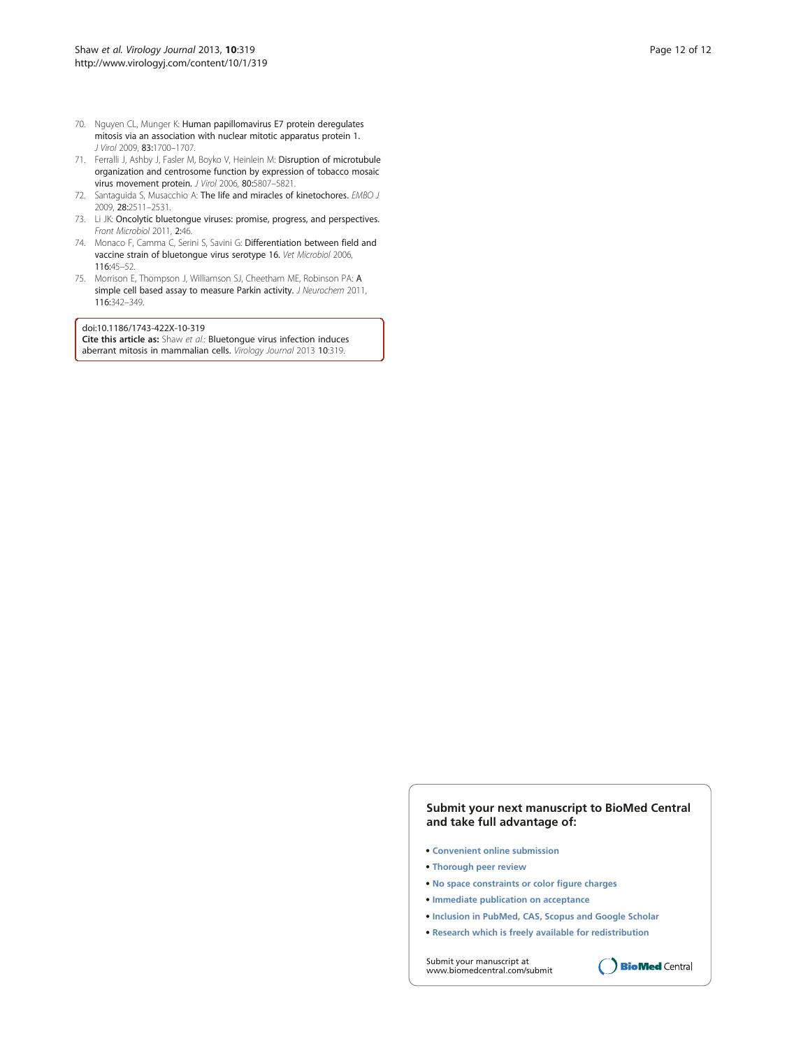70. Nguyen CL, Munger K: Human papillomavirus E7 protein deregulates mitosis via an association with nuclear mitotic apparatus protein 1. *J Virol* 2009, **83**:1700–1707.
71. Ferralli J, Ashby J, Fasler M, Boyko V, Heinlein M: Disruption of microtubule organization and centrosome function by expression of tobacco mosaic virus movement protein. *J Virol* 2006, **80**:5807–5821.
72. Santaguida S, Musacchio A: The life and miracles of kinetochores. *EMBO J* 2009, **28**:2511–2531.
73. Li JK: Oncolytic bluetongue viruses: promise, progress, and perspectives. *Front Microbiol* 2011, **2**:46.
74. Monaco F, Camma C, Serini S, Savini G: Differentiation between field and vaccine strain of bluetongue virus serotype 16. *Vet Microbiol* 2006, **116**:45–52.
75. Morrison E, Thompson J, Williamson SJ, Cheetham ME, Robinson PA: A simple cell based assay to measure Parkin activity. *J Neurochem* 2011, **116**:342–349.

doi:10.1186/1743-422X-10-319
**Cite this article as:** Shaw *et al.*: Bluetongue virus infection induces aberrant mitosis in mammalian cells. *Virology Journal* 2013 **10**:319.

**Submit your next manuscript to BioMed Central and take full advantage of:**

- **Convenient online submission**
- **Thorough peer review**
- **No space constraints or color figure charges**
- **Immediate publication on acceptance**
- **Inclusion in PubMed, CAS, Scopus and Google Scholar**
- **Research which is freely available for redistribution**

Submit your manuscript at
www.biomedcentral.com/submit

BioMed Central